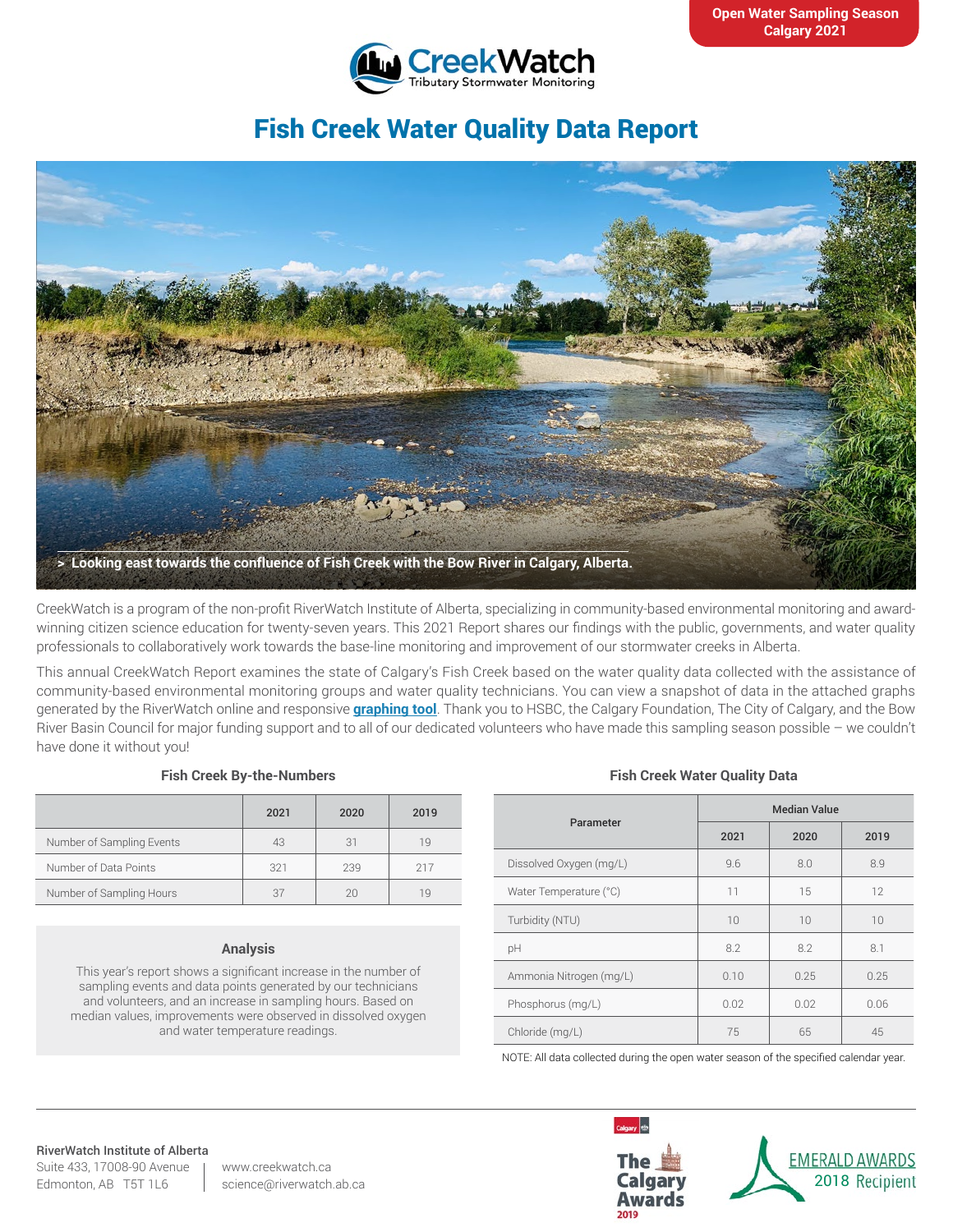Open Water Sampling Season
Calgary 2021

CreekWatch
Tributary Stormwater Monitoring

# Fish Creek Water Quality Data Report

> Looking east towards the confluence of Fish Creek with the Bow River in Calgary, Alberta.

CreekWatch is a program of the non-profit RiverWatch Institute of Alberta, specializing in community-based environmental monitoring and award-winning citizen science education for twenty-seven years. This 2021 Report shares our findings with the public, governments, and water quality professionals to collaboratively work towards the base-line monitoring and improvement of our stormwater creeks in Alberta.

This annual CreekWatch Report examines the state of Calgary's Fish Creek based on the water quality data collected with the assistance of community-based environmental monitoring groups and water quality technicians. You can view a snapshot of data in the attached graphs generated by the RiverWatch online and responsive **graphing tool**. Thank you to HSBC, the Calgary Foundation, The City of Calgary, and the Bow River Basin Council for major funding support and to all of our dedicated volunteers who have made this sampling season possible – we couldn't have done it without you!

### Fish Creek By-the-Numbers

| | 2021 | 2020 | 2019 |
|---|---|---|---|
| Number of Sampling Events | 43 | 31 | 19 |
| Number of Data Points | 321 | 239 | 217 |
| Number of Sampling Hours | 37 | 20 | 19 |

### Analysis

This year's report shows a significant increase in the number of sampling events and data points generated by our technicians and volunteers, and an increase in sampling hours. Based on median values, improvements were observed in dissolved oxygen and water temperature readings.

### Fish Creek Water Quality Data

| Parameter | Median Value | | |
|---|---|---|---|
| | 2021 | 2020 | 2019 |
| Dissolved Oxygen (mg/L) | 9.6 | 8.0 | 8.9 |
| Water Temperature (°C) | 11 | 15 | 12 |
| Turbidity (NTU) | 10 | 10 | 10 |
| pH | 8.2 | 8.2 | 8.1 |
| Ammonia Nitrogen (mg/L) | 0.10 | 0.25 | 0.25 |
| Phosphorus (mg/L) | 0.02 | 0.02 | 0.06 |
| Chloride (mg/L) | 75 | 65 | 45 |

NOTE: All data collected during the open water season of the specified calendar year.

**RiverWatch Institute of Alberta**
Suite 433, 17008-90 Avenue
Edmonton, AB T5T 1L6

www.creekwatch.ca
science@riverwatch.ab.ca

The Calgary Awards 2019

EMERALD AWARDS 2018 Recipient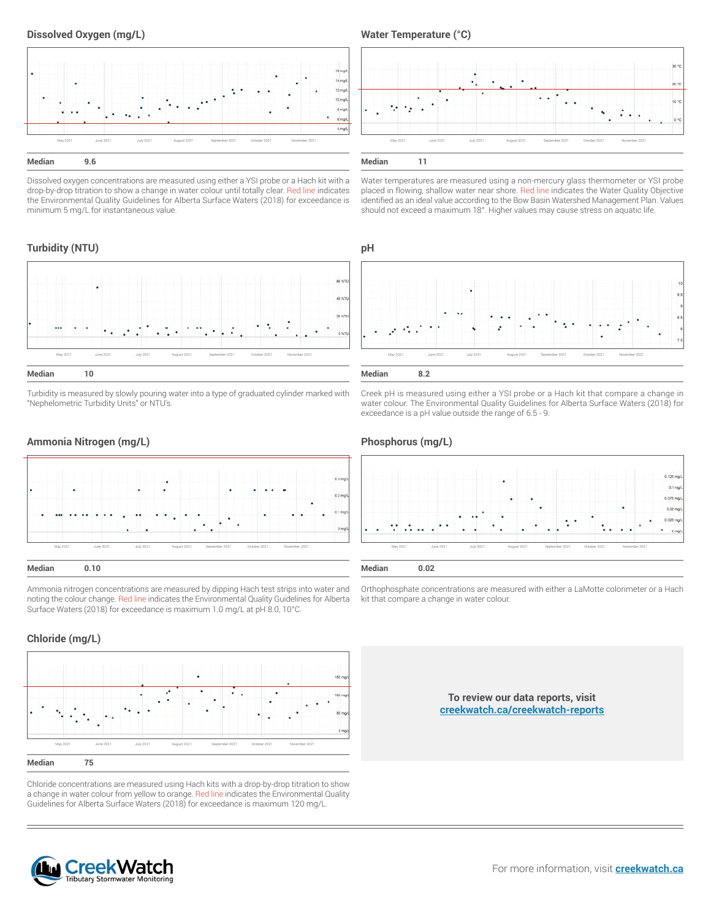## Dissolved Oxygen (mg/L)

16 mg/L
14 mg/L
12 mg/L
10 mg/L
8 mg/L
6 mg/L
4 mg/L

May 2021 June 2021 July 2021 August 2021 September 2021 October 2021 November 2021

**Median** 9.6

Dissolved oxygen concentrations are measured using either a YSI probe or a Hach kit with a drop-by-drop titration to show a change in water colour until totally clear. Red line indicates the Environmental Quality Guidelines for Alberta Surface Waters (2018) for exceedance is minimum 5 mg/L for instantaneous value.

## Water Temperature (°C)

30 °C
20 °C
10 °C
0 °C

May 2021 June 2021 July 2021 August 2021 September 2021 October 2021 November 2021

**Median** 11

Water temperatures are measured using a non-mercury glass thermometer or YSI probe placed in flowing, shallow water near shore. Red line indicates the Water Quality Objective identified as an ideal value according to the Bow Basin Watershed Management Plan. Values should not exceed a maximum 18°. Higher values may cause stress on aquatic life.

## Turbidity (NTU)

60 NTU
40 NTU
20 NTU
0 NTU

May 2021 June 2021 July 2021 August 2021 September 2021 October 2021 November 2021

**Median** 10

Turbidity is measured by slowly pouring water into a type of graduated cylinder marked with "Nephelometric Turbidity Units" or NTU's.

## pH

10
9.5
9
8.5
8
7.5

May 2021 June 2021 July 2021 August 2021 September 2021 October 2021 November 2021

**Median** 8.2

Creek pH is measured using either a YSI probe or a Hach kit that compare a change in water colour. The Environmental Quality Guidelines for Alberta Surface Waters (2018) for exceedance is a pH value outside the range of 6.5 - 9.

## Ammonia Nitrogen (mg/L)

0.3 mg/L
0.2 mg/L
0.1 mg/L
0 mg/L

May 2021 June 2021 July 2021 August 2021 September 2021 October 2021 November 2021

**Median** 0.10

Ammonia nitrogen concentrations are measured by dipping Hach test strips into water and noting the colour change. Red line indicates the Environmental Quality Guidelines for Alberta Surface Waters (2018) for exceedance is maximum 1.0 mg/L at pH 8.0, 10°C.

## Phosphorus (mg/L)

0.125 mg/L
0.1 mg/L
0.075 mg/L
0.05 mg/L
0.025 mg/L
0 mg/L

May 2021 June 2021 July 2021 August 2021 September 2021 October 2021 November 2021

**Median** 0.02

Orthophosphate concentrations are measured with either a LaMotte colorimeter or a Hach kit that compare a change in water colour.

## Chloride (mg/L)

150 mg/L
100 mg/L
50 mg/L
0 mg/L

May 2021 June 2021 July 2021 August 2021 September 2021 October 2021 November 2021

**Median** 75

Chloride concentrations are measured using Hach kits with a drop-by-drop titration to show a change in water colour from yellow to orange. Red line indicates the Environmental Quality Guidelines for Alberta Surface Waters (2018) for exceedance is maximum 120 mg/L.

To review our data reports, visit [creekwatch.ca/creekwatch-reports](creekwatch.ca/creekwatch-reports)

CreekWatch
Tributary Stormwater Monitoring

For more information, visit [creekwatch.ca](creekwatch.ca)